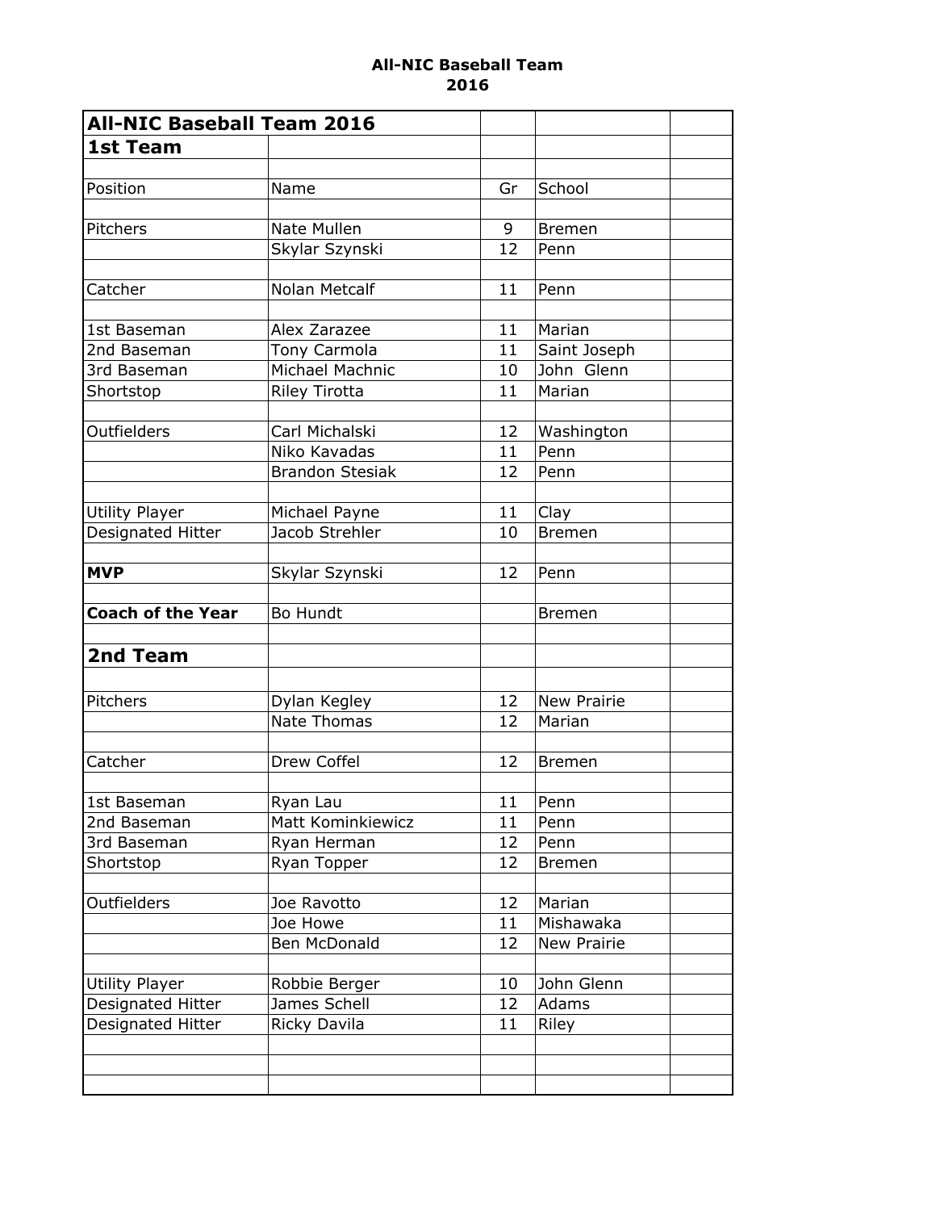# All-NIC Baseball Team
## 2016

| All-NIC Baseball Team 2016 | | | |
|---|---|---|---|
| **1st Team** | | | |
| | | | |
| Position | Name | Gr | School |
| | | | |
| Pitchers | Nate Mullen | 9 | Bremen |
| | Skylar Szynski | 12 | Penn |
| | | | |
| Catcher | Nolan Metcalf | 11 | Penn |
| | | | |
| 1st Baseman | Alex Zarazee | 11 | Marian |
| 2nd Baseman | Tony Carmola | 11 | Saint Joseph |
| 3rd Baseman | Michael Machnic | 10 | John Glenn |
| Shortstop | Riley Tirotta | 11 | Marian |
| | | | |
| Outfielders | Carl Michalski | 12 | Washington |
| | Niko Kavadas | 11 | Penn |
| | Brandon Stesiak | 12 | Penn |
| | | | |
| Utility Player | Michael Payne | 11 | Clay |
| Designated Hitter | Jacob Strehler | 10 | Bremen |
| | | | |
| **MVP** | Skylar Szynski | 12 | Penn |
| | | | |
| **Coach of the Year** | Bo Hundt | | Bremen |
| | | | |
| **2nd Team** | | | |
| | | | |
| Pitchers | Dylan Kegley | 12 | New Prairie |
| | Nate Thomas | 12 | Marian |
| | | | |
| Catcher | Drew Coffel | 12 | Bremen |
| | | | |
| 1st Baseman | Ryan Lau | 11 | Penn |
| 2nd Baseman | Matt Kominkiewicz | 11 | Penn |
| 3rd Baseman | Ryan Herman | 12 | Penn |
| Shortstop | Ryan Topper | 12 | Bremen |
| | | | |
| Outfielders | Joe Ravotto | 12 | Marian |
| | Joe Howe | 11 | Mishawaka |
| | Ben McDonald | 12 | New Prairie |
| | | | |
| Utility Player | Robbie Berger | 10 | John Glenn |
| Designated Hitter | James Schell | 12 | Adams |
| Designated Hitter | Ricky Davila | 11 | Riley |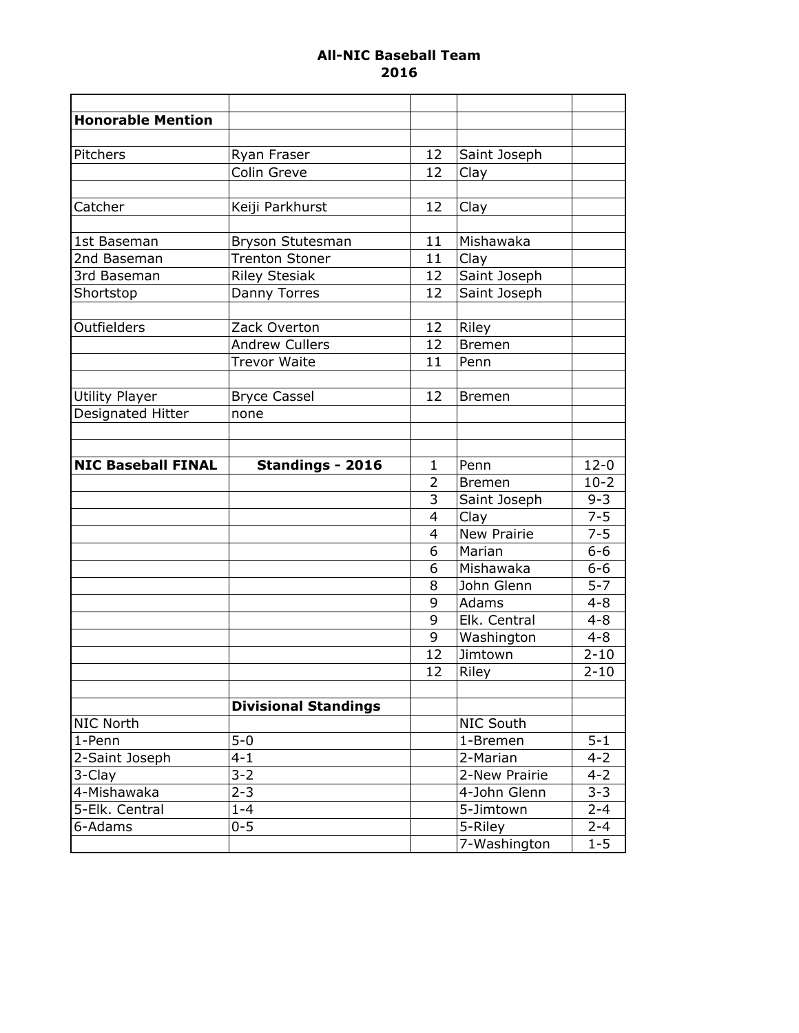# All-NIC Baseball Team
## 2016

| | | | | |
|---|---|---|---|---|
| | | | | |
| **Honorable Mention** | | | | |
| | | | | |
| Pitchers | Ryan Fraser | 12 | Saint Joseph | |
| | Colin Greve | 12 | Clay | |
| | | | | |
| Catcher | Keiji Parkhurst | 12 | Clay | |
| | | | | |
| 1st Baseman | Bryson Stutesman | 11 | Mishawaka | |
| 2nd Baseman | Trenton Stoner | 11 | Clay | |
| 3rd Baseman | Riley Stesiak | 12 | Saint Joseph | |
| Shortstop | Danny Torres | 12 | Saint Joseph | |
| | | | | |
| Outfielders | Zack Overton | 12 | Riley | |
| | Andrew Cullers | 12 | Bremen | |
| | Trevor Waite | 11 | Penn | |
| | | | | |
| Utility Player | Bryce Cassel | 12 | Bremen | |
| Designated Hitter | none | | | |
| | | | | |
| | | | | |
| **NIC Baseball FINAL** | **Standings - 2016** | 1 | Penn | 12-0 |
| | | 2 | Bremen | 10-2 |
| | | 3 | Saint Joseph | 9-3 |
| | | 4 | Clay | 7-5 |
| | | 4 | New Prairie | 7-5 |
| | | 6 | Marian | 6-6 |
| | | 6 | Mishawaka | 6-6 |
| | | 8 | John Glenn | 5-7 |
| | | 9 | Adams | 4-8 |
| | | 9 | Elk. Central | 4-8 |
| | | 9 | Washington | 4-8 |
| | | 12 | Jimtown | 2-10 |
| | | 12 | Riley | 2-10 |
| | | | | |
| | **Divisional Standings** | | | |
| NIC North | | | NIC South | |
| 1-Penn | 5-0 | | 1-Bremen | 5-1 |
| 2-Saint Joseph | 4-1 | | 2-Marian | 4-2 |
| 3-Clay | 3-2 | | 2-New Prairie | 4-2 |
| 4-Mishawaka | 2-3 | | 4-John Glenn | 3-3 |
| 5-Elk. Central | 1-4 | | 5-Jimtown | 2-4 |
| 6-Adams | 0-5 | | 5-Riley | 2-4 |
| | | | 7-Washington | 1-5 |